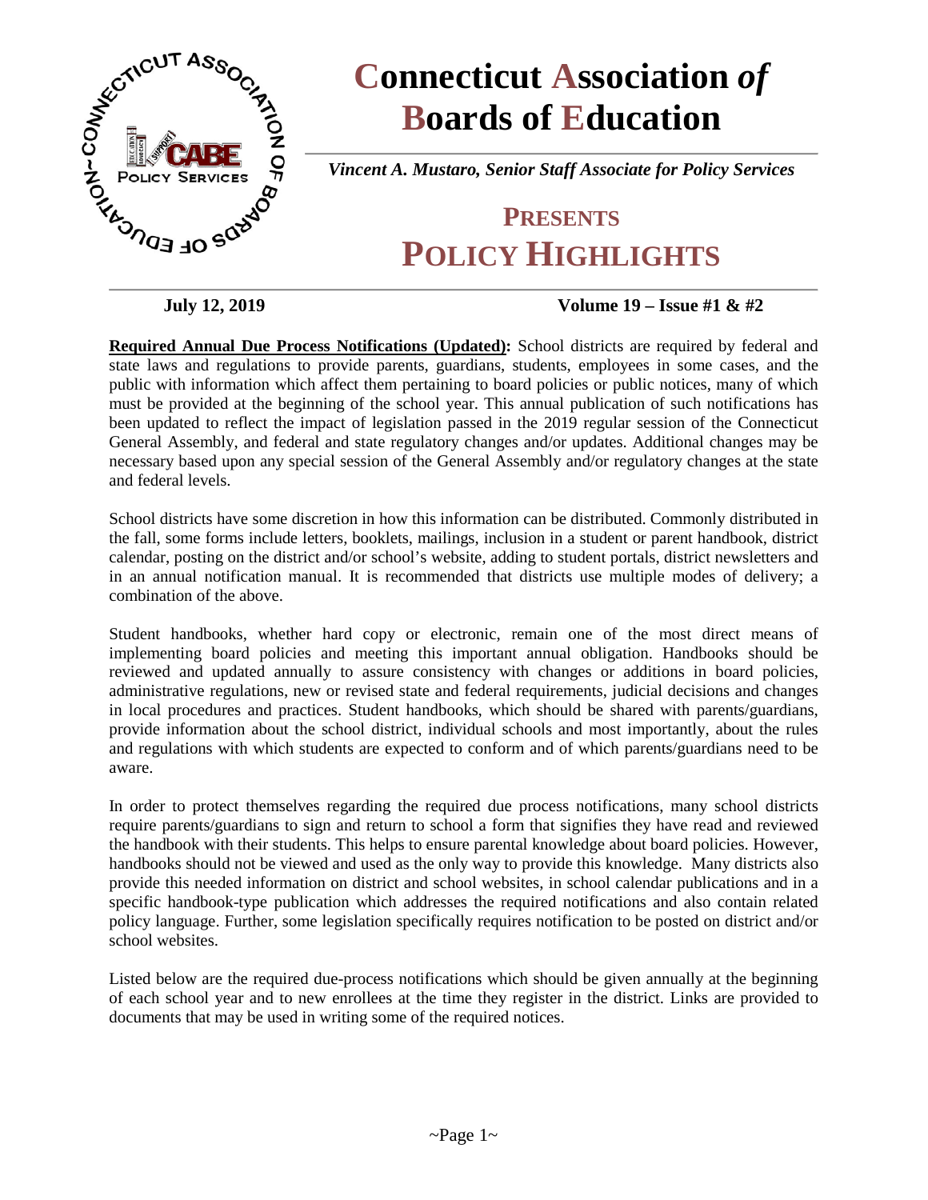# Connecticut Association *of* Boards of Education

***Vincent A. Mustaro, Senior Staff Associate for Policy Services***

## PRESENTS

# POLICY HIGHLIGHTS

**July 12, 2019** **Volume 19 – Issue #1 & #2**

**Required Annual Due Process Notifications (Updated):** School districts are required by federal and state laws and regulations to provide parents, guardians, students, employees in some cases, and the public with information which affect them pertaining to board policies or public notices, many of which must be provided at the beginning of the school year. This annual publication of such notifications has been updated to reflect the impact of legislation passed in the 2019 regular session of the Connecticut General Assembly, and federal and state regulatory changes and/or updates. Additional changes may be necessary based upon any special session of the General Assembly and/or regulatory changes at the state and federal levels.

School districts have some discretion in how this information can be distributed. Commonly distributed in the fall, some forms include letters, booklets, mailings, inclusion in a student or parent handbook, district calendar, posting on the district and/or school's website, adding to student portals, district newsletters and in an annual notification manual. It is recommended that districts use multiple modes of delivery; a combination of the above.

Student handbooks, whether hard copy or electronic, remain one of the most direct means of implementing board policies and meeting this important annual obligation. Handbooks should be reviewed and updated annually to assure consistency with changes or additions in board policies, administrative regulations, new or revised state and federal requirements, judicial decisions and changes in local procedures and practices. Student handbooks, which should be shared with parents/guardians, provide information about the school district, individual schools and most importantly, about the rules and regulations with which students are expected to conform and of which parents/guardians need to be aware.

In order to protect themselves regarding the required due process notifications, many school districts require parents/guardians to sign and return to school a form that signifies they have read and reviewed the handbook with their students. This helps to ensure parental knowledge about board policies. However, handbooks should not be viewed and used as the only way to provide this knowledge. Many districts also provide this needed information on district and school websites, in school calendar publications and in a specific handbook-type publication which addresses the required notifications and also contain related policy language. Further, some legislation specifically requires notification to be posted on district and/or school websites.

Listed below are the required due-process notifications which should be given annually at the beginning of each school year and to new enrollees at the time they register in the district. Links are provided to documents that may be used in writing some of the required notices.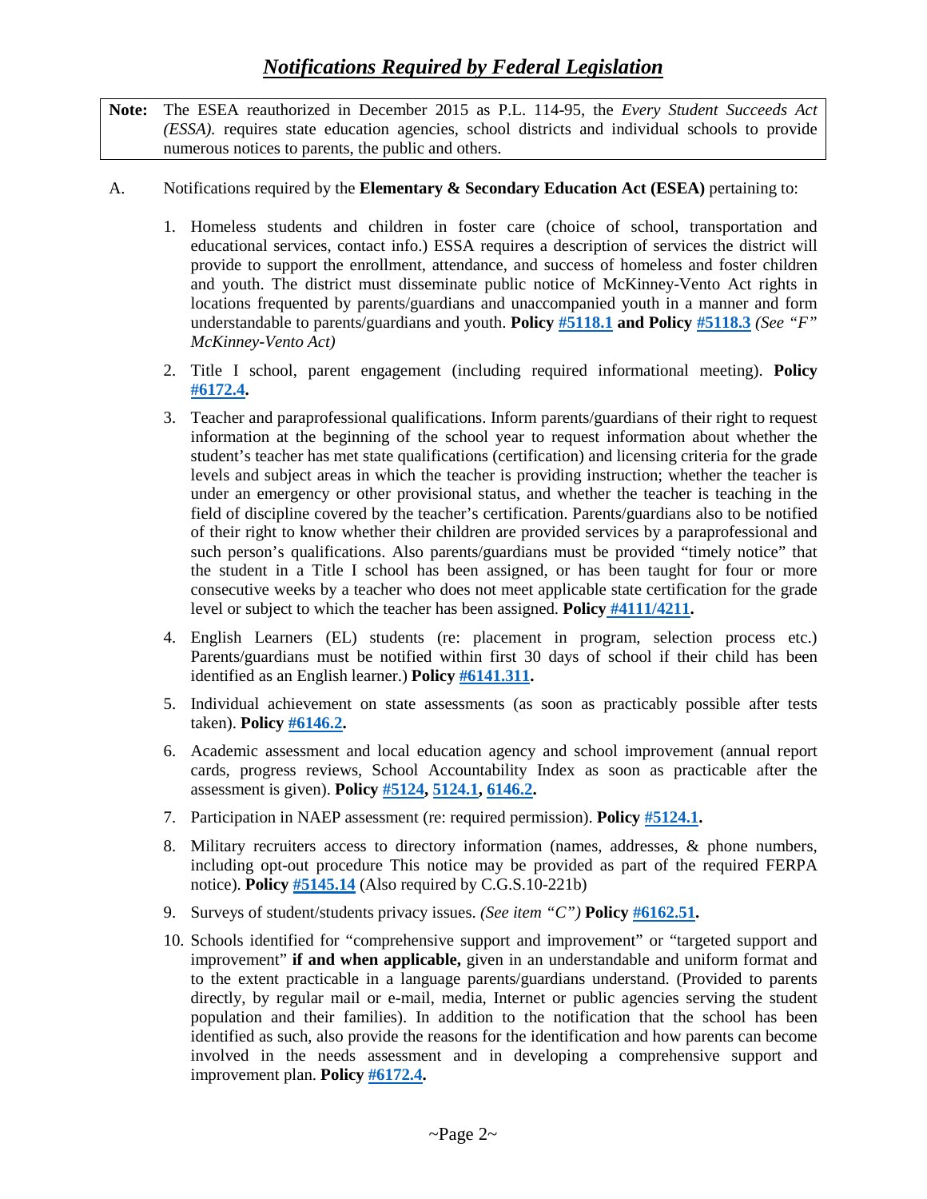# *Notifications Required by Federal Legislation*

| **Note:** | The ESEA reauthorized in December 2015 as P.L. 114-95, the *Every Student Succeeds Act (ESSA).* requires state education agencies, school districts and individual schools to provide numerous notices to parents, the public and others. |
|---|---|

A. Notifications required by the **Elementary & Secondary Education Act (ESEA)** pertaining to:

1. Homeless students and children in foster care (choice of school, transportation and educational services, contact info.) ESSA requires a description of services the district will provide to support the enrollment, attendance, and success of homeless and foster children and youth. The district must disseminate public notice of McKinney-Vento Act rights in locations frequented by parents/guardians and unaccompanied youth in a manner and form understandable to parents/guardians and youth. **Policy #5118.1 and Policy #5118.3** *(See "F" McKinney-Vento Act)*

2. Title I school, parent engagement (including required informational meeting). **Policy #6172.4.**

3. Teacher and paraprofessional qualifications. Inform parents/guardians of their right to request information at the beginning of the school year to request information about whether the student's teacher has met state qualifications (certification) and licensing criteria for the grade levels and subject areas in which the teacher is providing instruction; whether the teacher is under an emergency or other provisional status, and whether the teacher is teaching in the field of discipline covered by the teacher's certification. Parents/guardians also to be notified of their right to know whether their children are provided services by a paraprofessional and such person's qualifications. Also parents/guardians must be provided "timely notice" that the student in a Title I school has been assigned, or has been taught for four or more consecutive weeks by a teacher who does not meet applicable state certification for the grade level or subject to which the teacher has been assigned. **Policy #4111/4211.**

4. English Learners (EL) students (re: placement in program, selection process etc.) Parents/guardians must be notified within first 30 days of school if their child has been identified as an English learner.) **Policy #6141.311.**

5. Individual achievement on state assessments (as soon as practicably possible after tests taken). **Policy #6146.2.**

6. Academic assessment and local education agency and school improvement (annual report cards, progress reviews, School Accountability Index as soon as practicable after the assessment is given). **Policy #5124, 5124.1, 6146.2.**

7. Participation in NAEP assessment (re: required permission). **Policy #5124.1.**

8. Military recruiters access to directory information (names, addresses, & phone numbers, including opt-out procedure This notice may be provided as part of the required FERPA notice). **Policy #5145.14** (Also required by C.G.S.10-221b)

9. Surveys of student/students privacy issues. *(See item "C")* **Policy #6162.51.**

10. Schools identified for "comprehensive support and improvement" or "targeted support and improvement" **if and when applicable,** given in an understandable and uniform format and to the extent practicable in a language parents/guardians understand. (Provided to parents directly, by regular mail or e-mail, media, Internet or public agencies serving the student population and their families). In addition to the notification that the school has been identified as such, also provide the reasons for the identification and how parents can become involved in the needs assessment and in developing a comprehensive support and improvement plan. **Policy #6172.4.**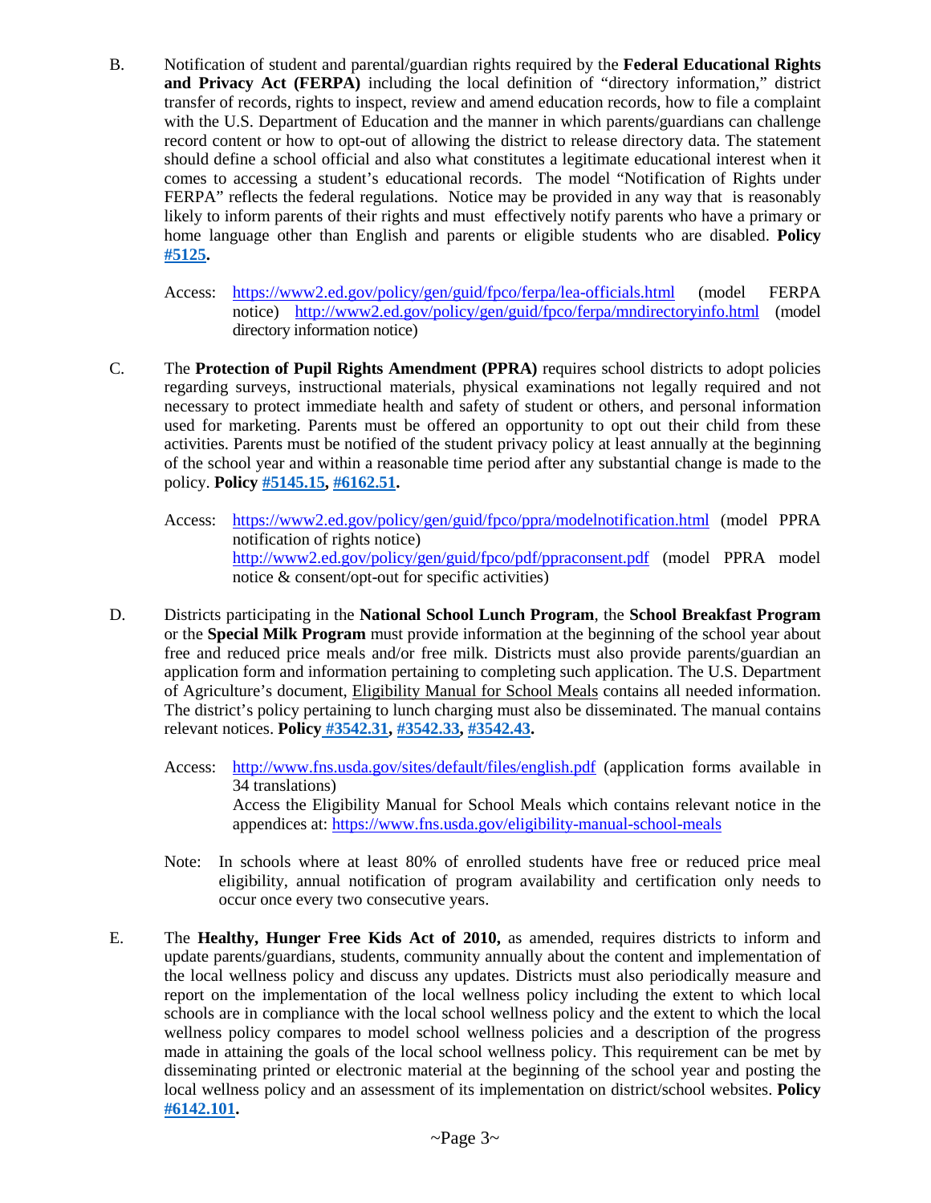B. Notification of student and parental/guardian rights required by the **Federal Educational Rights and Privacy Act (FERPA)** including the local definition of "directory information," district transfer of records, rights to inspect, review and amend education records, how to file a complaint with the U.S. Department of Education and the manner in which parents/guardians can challenge record content or how to opt-out of allowing the district to release directory data. The statement should define a school official and also what constitutes a legitimate educational interest when it comes to accessing a student's educational records. The model "Notification of Rights under FERPA" reflects the federal regulations. Notice may be provided in any way that is reasonably likely to inform parents of their rights and must effectively notify parents who have a primary or home language other than English and parents or eligible students who are disabled. **Policy [#5125](#).**

   Access: [https://www2.ed.gov/policy/gen/guid/fpco/ferpa/lea-officials.html](https://www2.ed.gov/policy/gen/guid/fpco/ferpa/lea-officials.html) (model FERPA notice) [http://www2.ed.gov/policy/gen/guid/fpco/ferpa/mndirectoryinfo.html](http://www2.ed.gov/policy/gen/guid/fpco/ferpa/mndirectoryinfo.html) (model directory information notice)

C. The **Protection of Pupil Rights Amendment (PPRA)** requires school districts to adopt policies regarding surveys, instructional materials, physical examinations not legally required and not necessary to protect immediate health and safety of student or others, and personal information used for marketing. Parents must be offered an opportunity to opt out their child from these activities. Parents must be notified of the student privacy policy at least annually at the beginning of the school year and within a reasonable time period after any substantial change is made to the policy. **Policy [#5145.15](#), [#6162.51](#).**

   Access: [https://www2.ed.gov/policy/gen/guid/fpco/ppra/modelnotification.html](https://www2.ed.gov/policy/gen/guid/fpco/ppra/modelnotification.html) (model PPRA notification of rights notice)
   [http://www2.ed.gov/policy/gen/guid/fpco/pdf/ppraconsent.pdf](http://www2.ed.gov/policy/gen/guid/fpco/pdf/ppraconsent.pdf) (model PPRA model notice & consent/opt-out for specific activities)

D. Districts participating in the **National School Lunch Program**, the **School Breakfast Program** or the **Special Milk Program** must provide information at the beginning of the school year about free and reduced price meals and/or free milk. Districts must also provide parents/guardian an application form and information pertaining to completing such application. The U.S. Department of Agriculture's document, Eligibility Manual for School Meals contains all needed information. The district's policy pertaining to lunch charging must also be disseminated. The manual contains relevant notices. **Policy [#3542.31](#), [#3542.33](#), [#3542.43](#).**

   Access: [http://www.fns.usda.gov/sites/default/files/english.pdf](http://www.fns.usda.gov/sites/default/files/english.pdf) (application forms available in 34 translations)
   Access the Eligibility Manual for School Meals which contains relevant notice in the appendices at: [https://www.fns.usda.gov/eligibility-manual-school-meals](https://www.fns.usda.gov/eligibility-manual-school-meals)

   Note: In schools where at least 80% of enrolled students have free or reduced price meal eligibility, annual notification of program availability and certification only needs to occur once every two consecutive years.

E. The **Healthy, Hunger Free Kids Act of 2010,** as amended, requires districts to inform and update parents/guardians, students, community annually about the content and implementation of the local wellness policy and discuss any updates. Districts must also periodically measure and report on the implementation of the local wellness policy including the extent to which local schools are in compliance with the local school wellness policy and the extent to which the local wellness policy compares to model school wellness policies and a description of the progress made in attaining the goals of the local school wellness policy. This requirement can be met by disseminating printed or electronic material at the beginning of the school year and posting the local wellness policy and an assessment of its implementation on district/school websites. **Policy [#6142.101](#).**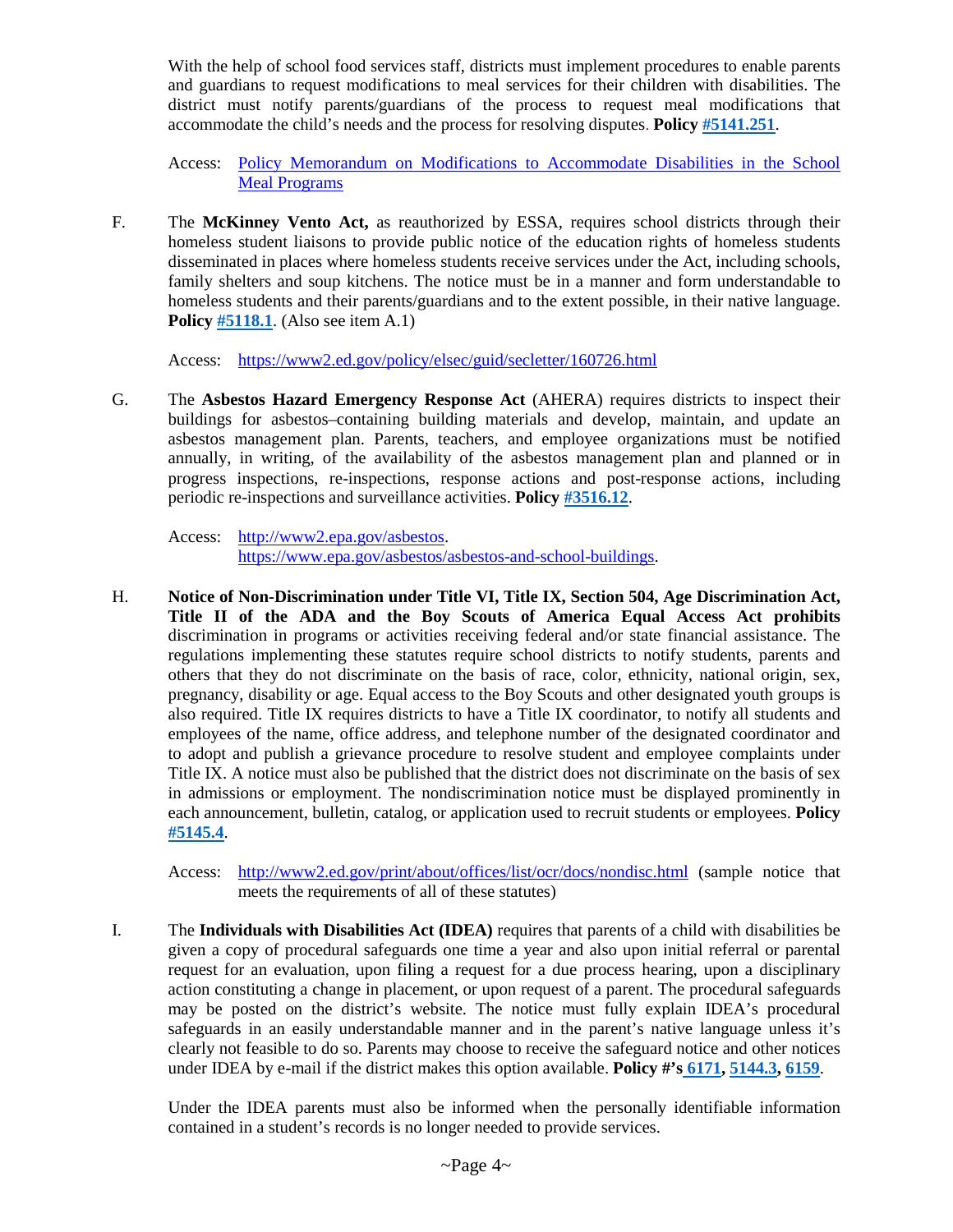With the help of school food services staff, districts must implement procedures to enable parents and guardians to request modifications to meal services for their children with disabilities. The district must notify parents/guardians of the process to request meal modifications that accommodate the child's needs and the process for resolving disputes. **Policy #5141.251**.

Access: Policy Memorandum on Modifications to Accommodate Disabilities in the School Meal Programs

F. The **McKinney Vento Act,** as reauthorized by ESSA, requires school districts through their homeless student liaisons to provide public notice of the education rights of homeless students disseminated in places where homeless students receive services under the Act, including schools, family shelters and soup kitchens. The notice must be in a manner and form understandable to homeless students and their parents/guardians and to the extent possible, in their native language. **Policy #5118.1**. (Also see item A.1)

Access: https://www2.ed.gov/policy/elsec/guid/secletter/160726.html

G. The **Asbestos Hazard Emergency Response Act** (AHERA) requires districts to inspect their buildings for asbestos–containing building materials and develop, maintain, and update an asbestos management plan. Parents, teachers, and employee organizations must be notified annually, in writing, of the availability of the asbestos management plan and planned or in progress inspections, re-inspections, response actions and post-response actions, including periodic re-inspections and surveillance activities. **Policy #3516.12**.

Access: http://www2.epa.gov/asbestos.
https://www.epa.gov/asbestos/asbestos-and-school-buildings.

H. **Notice of Non-Discrimination under Title VI, Title IX, Section 504, Age Discrimination Act, Title II of the ADA and the Boy Scouts of America Equal Access Act prohibits** discrimination in programs or activities receiving federal and/or state financial assistance. The regulations implementing these statutes require school districts to notify students, parents and others that they do not discriminate on the basis of race, color, ethnicity, national origin, sex, pregnancy, disability or age. Equal access to the Boy Scouts and other designated youth groups is also required. Title IX requires districts to have a Title IX coordinator, to notify all students and employees of the name, office address, and telephone number of the designated coordinator and to adopt and publish a grievance procedure to resolve student and employee complaints under Title IX. A notice must also be published that the district does not discriminate on the basis of sex in admissions or employment. The nondiscrimination notice must be displayed prominently in each announcement, bulletin, catalog, or application used to recruit students or employees. **Policy #5145.4**.

Access: http://www2.ed.gov/print/about/offices/list/ocr/docs/nondisc.html (sample notice that meets the requirements of all of these statutes)

I. The **Individuals with Disabilities Act (IDEA)** requires that parents of a child with disabilities be given a copy of procedural safeguards one time a year and also upon initial referral or parental request for an evaluation, upon filing a request for a due process hearing, upon a disciplinary action constituting a change in placement, or upon request of a parent. The procedural safeguards may be posted on the district's website. The notice must fully explain IDEA's procedural safeguards in an easily understandable manner and in the parent's native language unless it's clearly not feasible to do so. Parents may choose to receive the safeguard notice and other notices under IDEA by e-mail if the district makes this option available. **Policy #'s 6171, 5144.3, 6159**.

Under the IDEA parents must also be informed when the personally identifiable information contained in a student's records is no longer needed to provide services.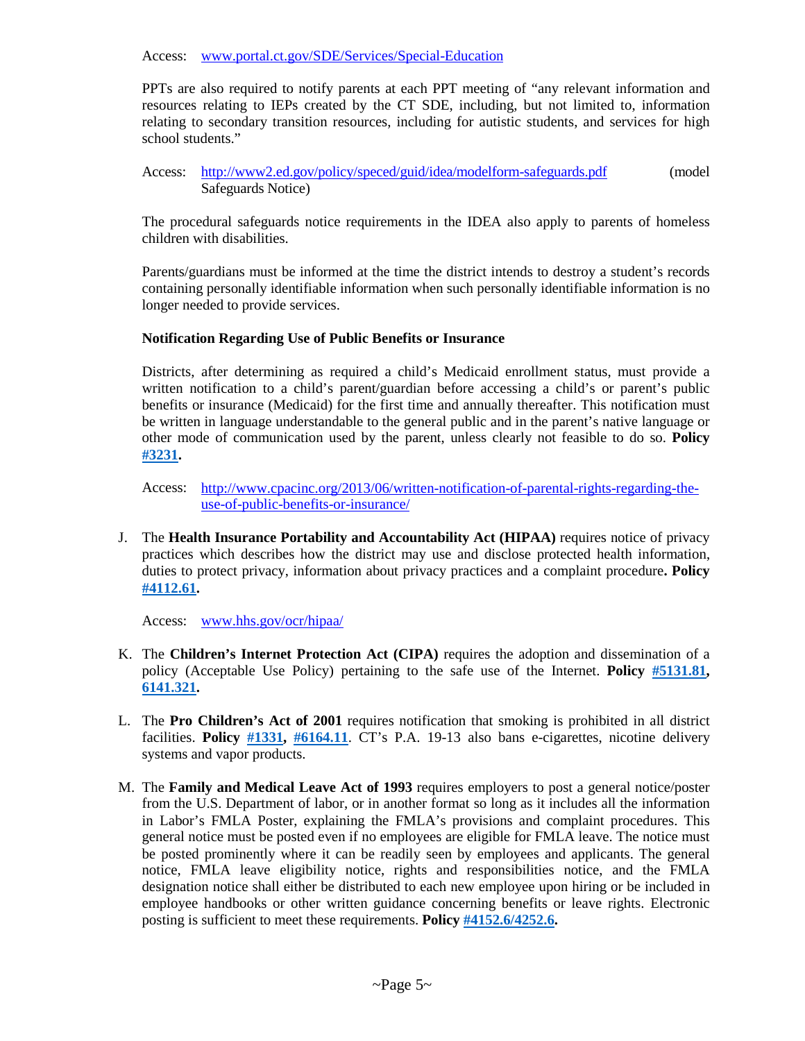Access: [www.portal.ct.gov/SDE/Services/Special-Education](www.portal.ct.gov/SDE/Services/Special-Education)

PPTs are also required to notify parents at each PPT meeting of "any relevant information and resources relating to IEPs created by the CT SDE, including, but not limited to, information relating to secondary transition resources, including for autistic students, and services for high school students."

Access: [http://www2.ed.gov/policy/speced/guid/idea/modelform-safeguards.pdf](http://www2.ed.gov/policy/speced/guid/idea/modelform-safeguards.pdf) (model Safeguards Notice)

The procedural safeguards notice requirements in the IDEA also apply to parents of homeless children with disabilities.

Parents/guardians must be informed at the time the district intends to destroy a student's records containing personally identifiable information when such personally identifiable information is no longer needed to provide services.

**Notification Regarding Use of Public Benefits or Insurance**

Districts, after determining as required a child's Medicaid enrollment status, must provide a written notification to a child's parent/guardian before accessing a child's or parent's public benefits or insurance (Medicaid) for the first time and annually thereafter. This notification must be written in language understandable to the general public and in the parent's native language or other mode of communication used by the parent, unless clearly not feasible to do so. **Policy #3231.**

Access: [http://www.cpacinc.org/2013/06/written-notification-of-parental-rights-regarding-the-use-of-public-benefits-or-insurance/](http://www.cpacinc.org/2013/06/written-notification-of-parental-rights-regarding-the-use-of-public-benefits-or-insurance/)

J. The **Health Insurance Portability and Accountability Act (HIPAA)** requires notice of privacy practices which describes how the district may use and disclose protected health information, duties to protect privacy, information about privacy practices and a complaint procedure**. Policy #4112.61.**

Access: [www.hhs.gov/ocr/hipaa/](www.hhs.gov/ocr/hipaa/)

K. The **Children's Internet Protection Act (CIPA)** requires the adoption and dissemination of a policy (Acceptable Use Policy) pertaining to the safe use of the Internet. **Policy #5131.81, 6141.321.**

L. The **Pro Children's Act of 2001** requires notification that smoking is prohibited in all district facilities. **Policy #1331, #6164.11**. CT's P.A. 19-13 also bans e-cigarettes, nicotine delivery systems and vapor products.

M. The **Family and Medical Leave Act of 1993** requires employers to post a general notice/poster from the U.S. Department of labor, or in another format so long as it includes all the information in Labor's FMLA Poster, explaining the FMLA's provisions and complaint procedures. This general notice must be posted even if no employees are eligible for FMLA leave. The notice must be posted prominently where it can be readily seen by employees and applicants. The general notice, FMLA leave eligibility notice, rights and responsibilities notice, and the FMLA designation notice shall either be distributed to each new employee upon hiring or be included in employee handbooks or other written guidance concerning benefits or leave rights. Electronic posting is sufficient to meet these requirements. **Policy #4152.6/4252.6.**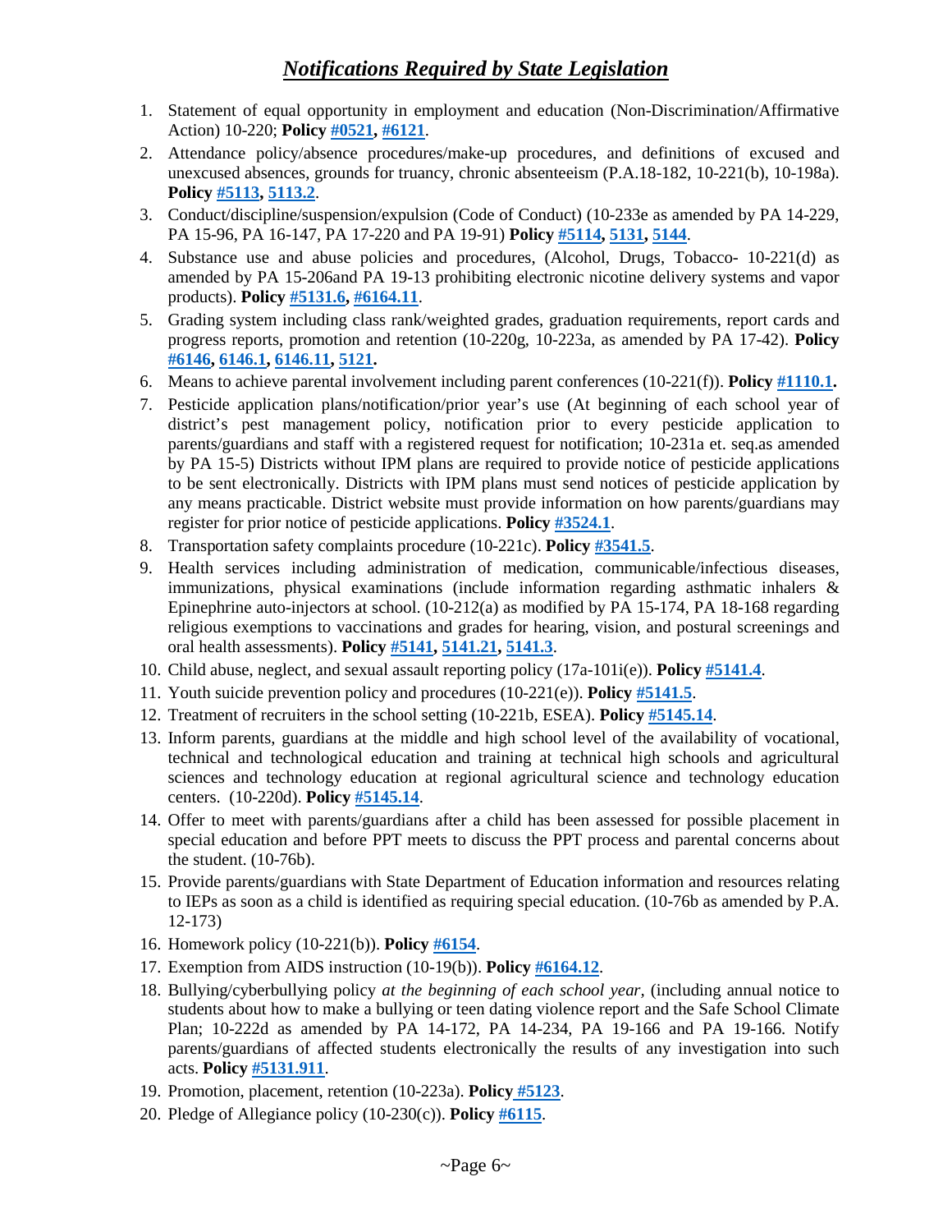## ***Notifications Required by State Legislation***

1. Statement of equal opportunity in employment and education (Non-Discrimination/Affirmative Action) 10-220; **Policy #0521, #6121**.
2. Attendance policy/absence procedures/make-up procedures, and definitions of excused and unexcused absences, grounds for truancy, chronic absenteeism (P.A.18-182, 10-221(b), 10-198a). **Policy #5113, 5113.2**.
3. Conduct/discipline/suspension/expulsion (Code of Conduct) (10-233e as amended by PA 14-229, PA 15-96, PA 16-147, PA 17-220 and PA 19-91) **Policy #5114, 5131, 5144**.
4. Substance use and abuse policies and procedures, (Alcohol, Drugs, Tobacco- 10-221(d) as amended by PA 15-206and PA 19-13 prohibiting electronic nicotine delivery systems and vapor products). **Policy #5131.6, #6164.11**.
5. Grading system including class rank/weighted grades, graduation requirements, report cards and progress reports, promotion and retention (10-220g, 10-223a, as amended by PA 17-42). **Policy #6146, 6146.1, 6146.11, 5121.**
6. Means to achieve parental involvement including parent conferences (10-221(f)). **Policy #1110.1.**
7. Pesticide application plans/notification/prior year's use (At beginning of each school year of district's pest management policy, notification prior to every pesticide application to parents/guardians and staff with a registered request for notification; 10-231a et. seq.as amended by PA 15-5) Districts without IPM plans are required to provide notice of pesticide applications to be sent electronically. Districts with IPM plans must send notices of pesticide application by any means practicable. District website must provide information on how parents/guardians may register for prior notice of pesticide applications. **Policy #3524.1**.
8. Transportation safety complaints procedure (10-221c). **Policy #3541.5**.
9. Health services including administration of medication, communicable/infectious diseases, immunizations, physical examinations (include information regarding asthmatic inhalers & Epinephrine auto-injectors at school. (10-212(a) as modified by PA 15-174, PA 18-168 regarding religious exemptions to vaccinations and grades for hearing, vision, and postural screenings and oral health assessments). **Policy #5141, 5141.21, 5141.3**.
10. Child abuse, neglect, and sexual assault reporting policy (17a-101i(e)). **Policy #5141.4**.
11. Youth suicide prevention policy and procedures (10-221(e)). **Policy #5141.5**.
12. Treatment of recruiters in the school setting (10-221b, ESEA). **Policy #5145.14**.
13. Inform parents, guardians at the middle and high school level of the availability of vocational, technical and technological education and training at technical high schools and agricultural sciences and technology education at regional agricultural science and technology education centers. (10-220d). **Policy #5145.14**.
14. Offer to meet with parents/guardians after a child has been assessed for possible placement in special education and before PPT meets to discuss the PPT process and parental concerns about the student. (10-76b).
15. Provide parents/guardians with State Department of Education information and resources relating to IEPs as soon as a child is identified as requiring special education. (10-76b as amended by P.A. 12-173)
16. Homework policy (10-221(b)). **Policy #6154**.
17. Exemption from AIDS instruction (10-19(b)). **Policy #6164.12**.
18. Bullying/cyberbullying policy *at the beginning of each school year,* (including annual notice to students about how to make a bullying or teen dating violence report and the Safe School Climate Plan; 10-222d as amended by PA 14-172, PA 14-234, PA 19-166 and PA 19-166. Notify parents/guardians of affected students electronically the results of any investigation into such acts. **Policy #5131.911**.
19. Promotion, placement, retention (10-223a). **Policy #5123**.
20. Pledge of Allegiance policy (10-230(c)). **Policy #6115**.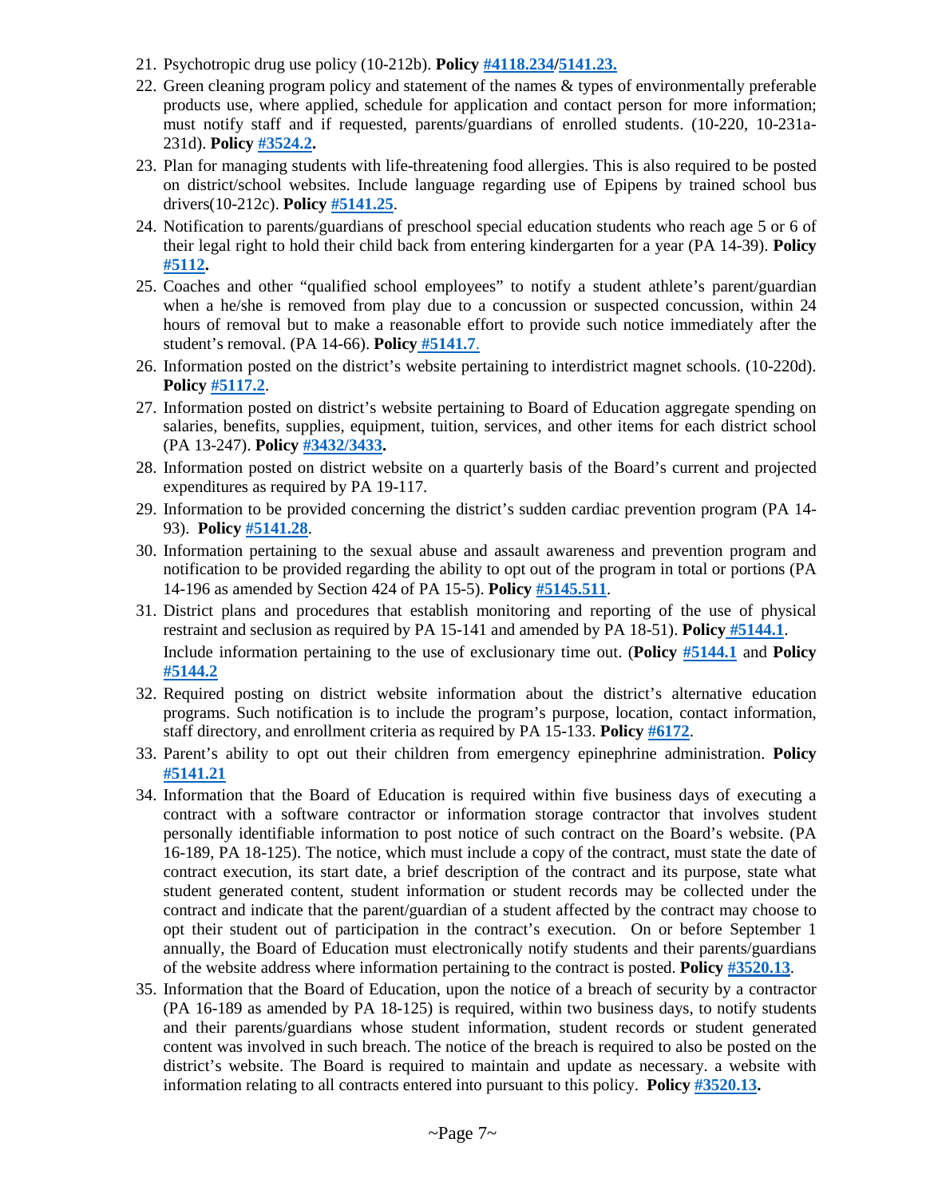21. Psychotropic drug use policy (10-212b). **Policy #4118.234/5141.23.**
22. Green cleaning program policy and statement of the names & types of environmentally preferable products use, where applied, schedule for application and contact person for more information; must notify staff and if requested, parents/guardians of enrolled students. (10-220, 10-231a-231d). **Policy #3524.2.**
23. Plan for managing students with life-threatening food allergies. This is also required to be posted on district/school websites. Include language regarding use of Epipens by trained school bus drivers(10-212c). **Policy #5141.25**.
24. Notification to parents/guardians of preschool special education students who reach age 5 or 6 of their legal right to hold their child back from entering kindergarten for a year (PA 14-39). **Policy #5112.**
25. Coaches and other "qualified school employees" to notify a student athlete's parent/guardian when a he/she is removed from play due to a concussion or suspected concussion, within 24 hours of removal but to make a reasonable effort to provide such notice immediately after the student's removal. (PA 14-66). **Policy #5141.7**.
26. Information posted on the district's website pertaining to interdistrict magnet schools. (10-220d). **Policy #5117.2**.
27. Information posted on district's website pertaining to Board of Education aggregate spending on salaries, benefits, supplies, equipment, tuition, services, and other items for each district school (PA 13-247). **Policy #3432/3433.**
28. Information posted on district website on a quarterly basis of the Board's current and projected expenditures as required by PA 19-117.
29. Information to be provided concerning the district's sudden cardiac prevention program (PA 14-93). **Policy #5141.28**.
30. Information pertaining to the sexual abuse and assault awareness and prevention program and notification to be provided regarding the ability to opt out of the program in total or portions (PA 14-196 as amended by Section 424 of PA 15-5). **Policy #5145.511**.
31. District plans and procedures that establish monitoring and reporting of the use of physical restraint and seclusion as required by PA 15-141 and amended by PA 18-51). **Policy #5144.1**.

    Include information pertaining to the use of exclusionary time out. (**Policy #5144.1** and **Policy #5144.2**
32. Required posting on district website information about the district's alternative education programs. Such notification is to include the program's purpose, location, contact information, staff directory, and enrollment criteria as required by PA 15-133. **Policy #6172**.
33. Parent's ability to opt out their children from emergency epinephrine administration. **Policy #5141.21**
34. Information that the Board of Education is required within five business days of executing a contract with a software contractor or information storage contractor that involves student personally identifiable information to post notice of such contract on the Board's website. (PA 16-189, PA 18-125). The notice, which must include a copy of the contract, must state the date of contract execution, its start date, a brief description of the contract and its purpose, state what student generated content, student information or student records may be collected under the contract and indicate that the parent/guardian of a student affected by the contract may choose to opt their student out of participation in the contract's execution. On or before September 1 annually, the Board of Education must electronically notify students and their parents/guardians of the website address where information pertaining to the contract is posted. **Policy #3520.13**.
35. Information that the Board of Education, upon the notice of a breach of security by a contractor (PA 16-189 as amended by PA 18-125) is required, within two business days, to notify students and their parents/guardians whose student information, student records or student generated content was involved in such breach. The notice of the breach is required to also be posted on the district's website. The Board is required to maintain and update as necessary. a website with information relating to all contracts entered into pursuant to this policy. **Policy #3520.13.**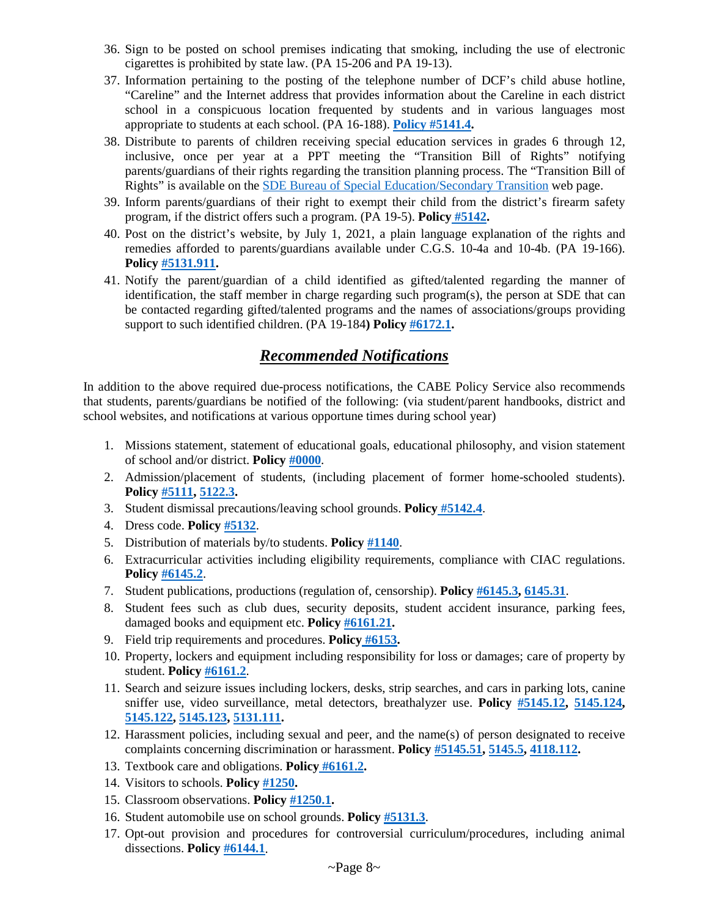36. Sign to be posted on school premises indicating that smoking, including the use of electronic cigarettes is prohibited by state law. (PA 15-206 and PA 19-13).
37. Information pertaining to the posting of the telephone number of DCF's child abuse hotline, "Careline" and the Internet address that provides information about the Careline in each district school in a conspicuous location frequented by students and in various languages most appropriate to students at each school. (PA 16-188). **Policy #5141.4.**
38. Distribute to parents of children receiving special education services in grades 6 through 12, inclusive, once per year at a PPT meeting the "Transition Bill of Rights" notifying parents/guardians of their rights regarding the transition planning process. The "Transition Bill of Rights" is available on the SDE Bureau of Special Education/Secondary Transition web page.
39. Inform parents/guardians of their right to exempt their child from the district's firearm safety program, if the district offers such a program. (PA 19-5). **Policy #5142.**
40. Post on the district's website, by July 1, 2021, a plain language explanation of the rights and remedies afforded to parents/guardians available under C.G.S. 10-4a and 10-4b. (PA 19-166). **Policy #5131.911.**
41. Notify the parent/guardian of a child identified as gifted/talented regarding the manner of identification, the staff member in charge regarding such program(s), the person at SDE that can be contacted regarding gifted/talented programs and the names of associations/groups providing support to such identified children. (PA 19-184**) Policy #6172.1.**

## ***Recommended Notifications***

In addition to the above required due-process notifications, the CABE Policy Service also recommends that students, parents/guardians be notified of the following: (via student/parent handbooks, district and school websites, and notifications at various opportune times during school year)

1. Missions statement, statement of educational goals, educational philosophy, and vision statement of school and/or district. **Policy #0000**.
2. Admission/placement of students, (including placement of former home-schooled students). **Policy #5111, 5122.3.**
3. Student dismissal precautions/leaving school grounds. **Policy #5142.4**.
4. Dress code. **Policy #5132**.
5. Distribution of materials by/to students. **Policy #1140**.
6. Extracurricular activities including eligibility requirements, compliance with CIAC regulations. **Policy #6145.2**.
7. Student publications, productions (regulation of, censorship). **Policy #6145.3, 6145.31**.
8. Student fees such as club dues, security deposits, student accident insurance, parking fees, damaged books and equipment etc. **Policy #6161.21.**
9. Field trip requirements and procedures. **Policy #6153.**
10. Property, lockers and equipment including responsibility for loss or damages; care of property by student. **Policy #6161.2**.
11. Search and seizure issues including lockers, desks, strip searches, and cars in parking lots, canine sniffer use, video surveillance, metal detectors, breathalyzer use. **Policy #5145.12, 5145.124, 5145.122, 5145.123, 5131.111.**
12. Harassment policies, including sexual and peer, and the name(s) of person designated to receive complaints concerning discrimination or harassment. **Policy #5145.51, 5145.5, 4118.112.**
13. Textbook care and obligations. **Policy #6161.2.**
14. Visitors to schools. **Policy #1250.**
15. Classroom observations. **Policy #1250.1.**
16. Student automobile use on school grounds. **Policy #5131.3**.
17. Opt-out provision and procedures for controversial curriculum/procedures, including animal dissections. **Policy #6144.1**.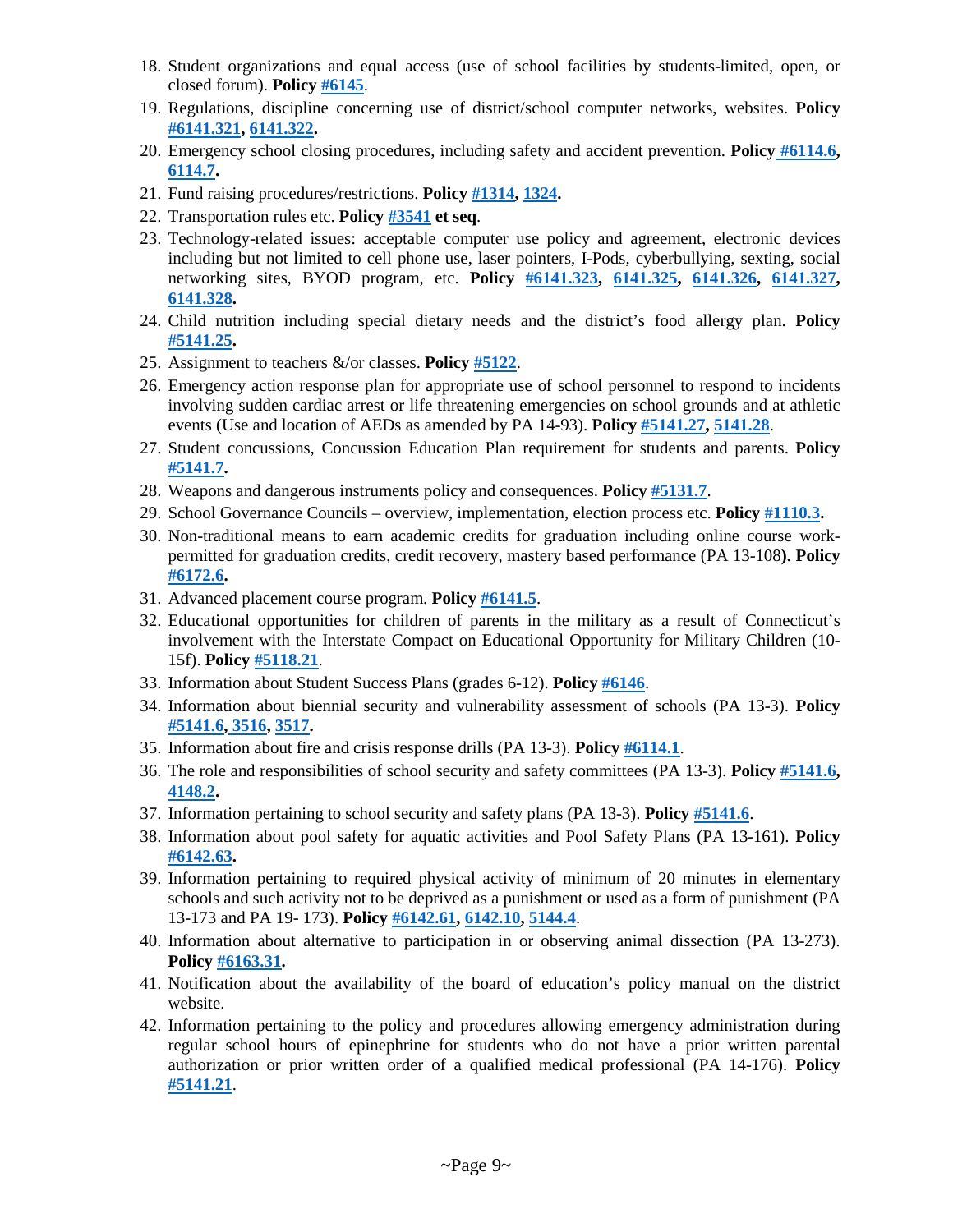18. Student organizations and equal access (use of school facilities by students-limited, open, or closed forum). **Policy #6145**.
19. Regulations, discipline concerning use of district/school computer networks, websites. **Policy #6141.321, 6141.322.**
20. Emergency school closing procedures, including safety and accident prevention. **Policy #6114.6, 6114.7.**
21. Fund raising procedures/restrictions. **Policy #1314, 1324.**
22. Transportation rules etc. **Policy #3541 et seq**.
23. Technology-related issues: acceptable computer use policy and agreement, electronic devices including but not limited to cell phone use, laser pointers, I-Pods, cyberbullying, sexting, social networking sites, BYOD program, etc. **Policy #6141.323, 6141.325, 6141.326, 6141.327, 6141.328.**
24. Child nutrition including special dietary needs and the district's food allergy plan. **Policy #5141.25.**
25. Assignment to teachers &/or classes. **Policy #5122**.
26. Emergency action response plan for appropriate use of school personnel to respond to incidents involving sudden cardiac arrest or life threatening emergencies on school grounds and at athletic events (Use and location of AEDs as amended by PA 14-93). **Policy #5141.27, 5141.28**.
27. Student concussions, Concussion Education Plan requirement for students and parents. **Policy #5141.7.**
28. Weapons and dangerous instruments policy and consequences. **Policy #5131.7**.
29. School Governance Councils – overview, implementation, election process etc. **Policy #1110.3.**
30. Non-traditional means to earn academic credits for graduation including online course work-permitted for graduation credits, credit recovery, mastery based performance (PA 13-108**). Policy #6172.6.**
31. Advanced placement course program. **Policy #6141.5**.
32. Educational opportunities for children of parents in the military as a result of Connecticut's involvement with the Interstate Compact on Educational Opportunity for Military Children (10-15f). **Policy #5118.21**.
33. Information about Student Success Plans (grades 6-12). **Policy #6146**.
34. Information about biennial security and vulnerability assessment of schools (PA 13-3). **Policy #5141.6, 3516, 3517.**
35. Information about fire and crisis response drills (PA 13-3). **Policy #6114.1**.
36. The role and responsibilities of school security and safety committees (PA 13-3). **Policy #5141.6, 4148.2.**
37. Information pertaining to school security and safety plans (PA 13-3). **Policy #5141.6**.
38. Information about pool safety for aquatic activities and Pool Safety Plans (PA 13-161). **Policy #6142.63.**
39. Information pertaining to required physical activity of minimum of 20 minutes in elementary schools and such activity not to be deprived as a punishment or used as a form of punishment (PA 13-173 and PA 19- 173). **Policy #6142.61, 6142.10, 5144.4**.
40. Information about alternative to participation in or observing animal dissection (PA 13-273). **Policy #6163.31.**
41. Notification about the availability of the board of education's policy manual on the district website.
42. Information pertaining to the policy and procedures allowing emergency administration during regular school hours of epinephrine for students who do not have a prior written parental authorization or prior written order of a qualified medical professional (PA 14-176). **Policy #5141.21**.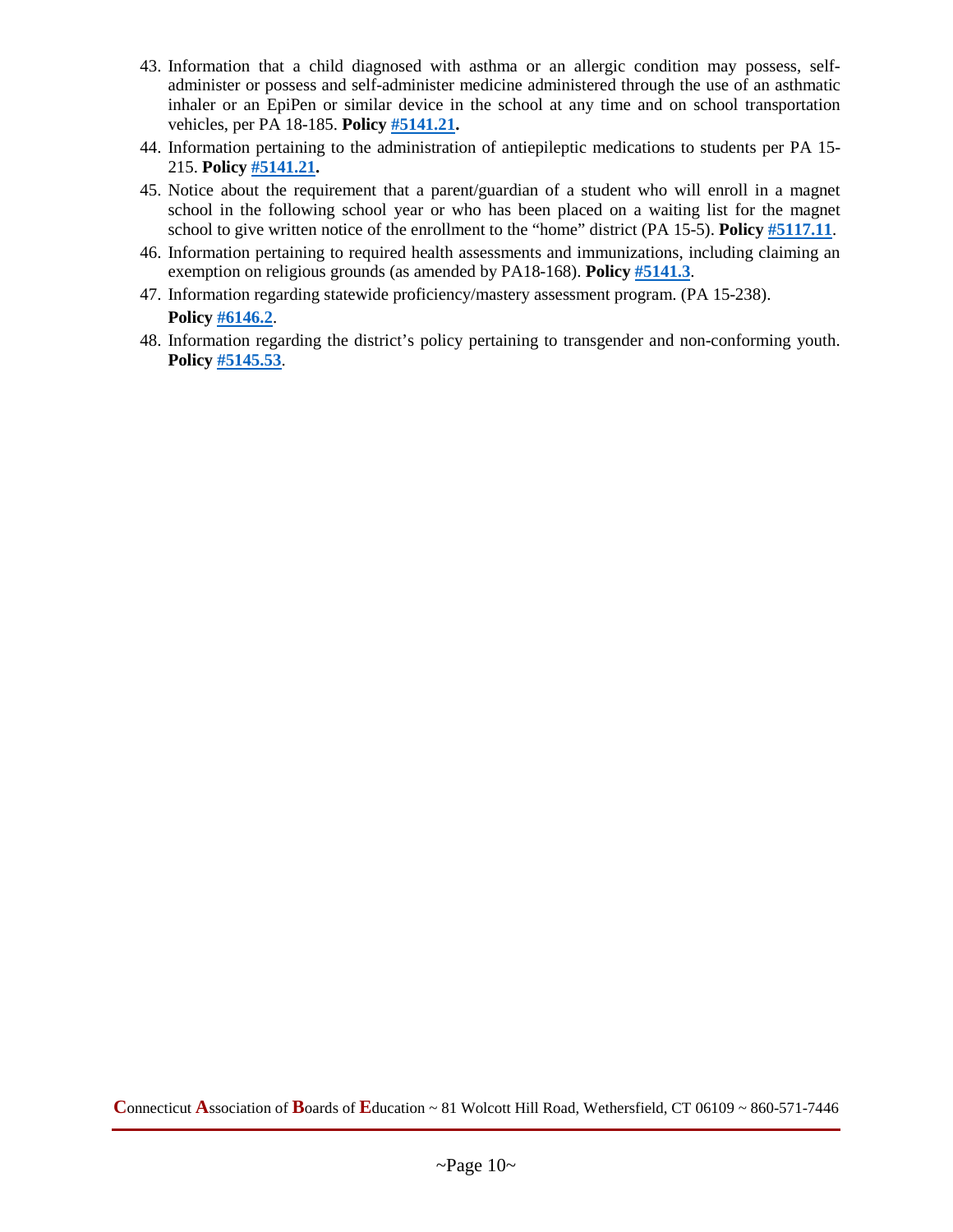43. Information that a child diagnosed with asthma or an allergic condition may possess, self-administer or possess and self-administer medicine administered through the use of an asthmatic inhaler or an EpiPen or similar device in the school at any time and on school transportation vehicles, per PA 18-185. **Policy #5141.21.**
44. Information pertaining to the administration of antiepileptic medications to students per PA 15-215. **Policy #5141.21.**
45. Notice about the requirement that a parent/guardian of a student who will enroll in a magnet school in the following school year or who has been placed on a waiting list for the magnet school to give written notice of the enrollment to the "home" district (PA 15-5). **Policy #5117.11**.
46. Information pertaining to required health assessments and immunizations, including claiming an exemption on religious grounds (as amended by PA18-168). **Policy #5141.3**.
47. Information regarding statewide proficiency/mastery assessment program. (PA 15-238). **Policy #6146.2**.
48. Information regarding the district's policy pertaining to transgender and non-conforming youth. **Policy #5145.53**.